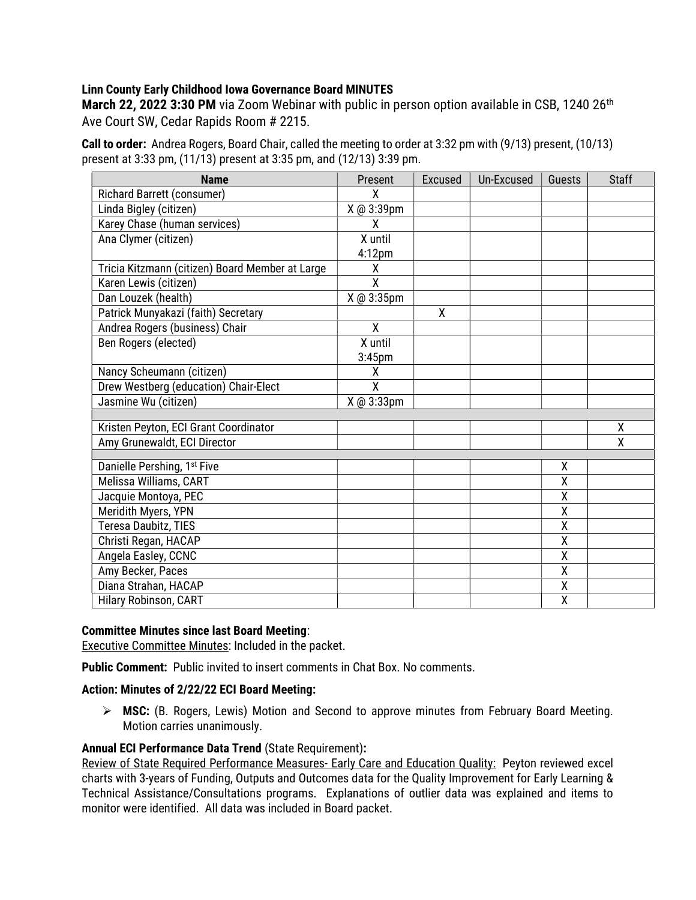**Linn County Early Childhood Iowa Governance Board MINUTES**

**March 22, 2022 3:30 PM** via Zoom Webinar with public in person option available in CSB, 1240 26th Ave Court SW, Cedar Rapids Room # 2215.

**Call to order:** Andrea Rogers, Board Chair, called the meeting to order at 3:32 pm with (9/13) present, (10/13) present at 3:33 pm, (11/13) present at 3:35 pm, and (12/13) 3:39 pm.

| Name | Present | Excused | Un-Excused | Guests | Staff |
|---|---|---|---|---|---|
| Richard Barrett (consumer) | X | | | | |
| Linda Bigley (citizen) | X @ 3:39pm | | | | |
| Karey Chase (human services) | X | | | | |
| Ana Clymer (citizen) | X until 4:12pm | | | | |
| Tricia Kitzmann (citizen) Board Member at Large | X | | | | |
| Karen Lewis (citizen) | X | | | | |
| Dan Louzek (health) | X @ 3:35pm | | | | |
| Patrick Munyakazi (faith) Secretary | | X | | | |
| Andrea Rogers (business) Chair | X | | | | |
| Ben Rogers (elected) | X until 3:45pm | | | | |
| Nancy Scheumann (citizen) | X | | | | |
| Drew Westberg (education) Chair-Elect | X | | | | |
| Jasmine Wu (citizen) | X @ 3:33pm | | | | |
| | | | | | |
| Kristen Peyton, ECI Grant Coordinator | | | | | X |
| Amy Grunewaldt, ECI Director | | | | | X |
| | | | | | |
| Danielle Pershing, 1st Five | | | | X | |
| Melissa Williams, CART | | | | X | |
| Jacquie Montoya, PEC | | | | X | |
| Meridith Myers, YPN | | | | X | |
| Teresa Daubitz, TIES | | | | X | |
| Christi Regan, HACAP | | | | X | |
| Angela Easley, CCNC | | | | X | |
| Amy Becker, Paces | | | | X | |
| Diana Strahan, HACAP | | | | X | |
| Hilary Robinson, CART | | | | X | |

**Committee Minutes since last Board Meeting**:

Executive Committee Minutes: Included in the packet.

**Public Comment:** Public invited to insert comments in Chat Box. No comments.

**Action: Minutes of 2/22/22 ECI Board Meeting:**

- **MSC:** (B. Rogers, Lewis) Motion and Second to approve minutes from February Board Meeting. Motion carries unanimously.

**Annual ECI Performance Data Trend** (State Requirement)**:**

Review of State Required Performance Measures- Early Care and Education Quality: Peyton reviewed excel charts with 3-years of Funding, Outputs and Outcomes data for the Quality Improvement for Early Learning & Technical Assistance/Consultations programs. Explanations of outlier data was explained and items to monitor were identified. All data was included in Board packet.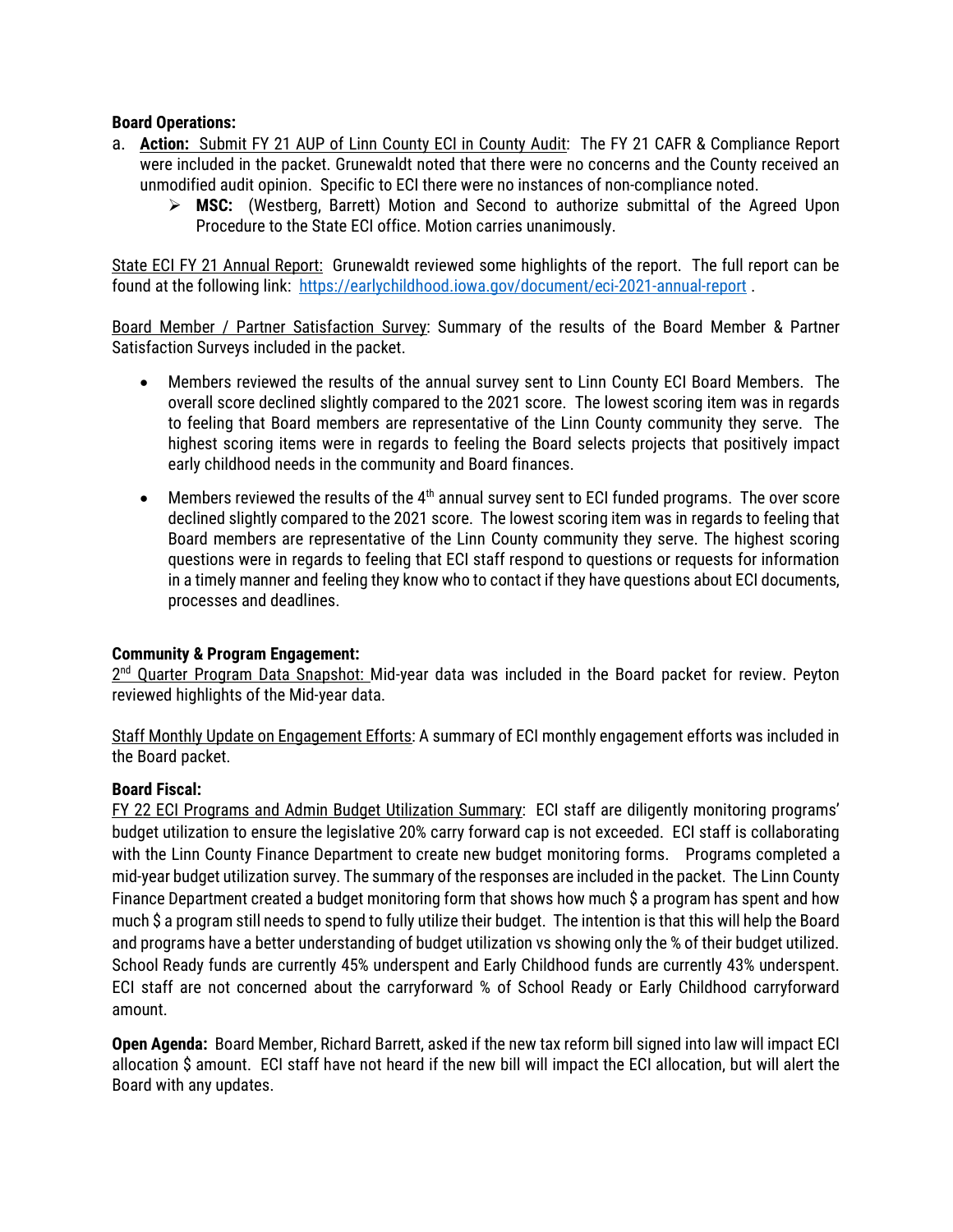**Board Operations:**

a. **Action:** Submit FY 21 AUP of Linn County ECI in County Audit: The FY 21 CAFR & Compliance Report were included in the packet. Grunewaldt noted that there were no concerns and the County received an unmodified audit opinion. Specific to ECI there were no instances of non-compliance noted.
   - **MSC:** (Westberg, Barrett) Motion and Second to authorize submittal of the Agreed Upon Procedure to the State ECI office. Motion carries unanimously.

State ECI FY 21 Annual Report: Grunewaldt reviewed some highlights of the report. The full report can be found at the following link: https://earlychildhood.iowa.gov/document/eci-2021-annual-report .

Board Member / Partner Satisfaction Survey: Summary of the results of the Board Member & Partner Satisfaction Surveys included in the packet.

- Members reviewed the results of the annual survey sent to Linn County ECI Board Members. The overall score declined slightly compared to the 2021 score. The lowest scoring item was in regards to feeling that Board members are representative of the Linn County community they serve. The highest scoring items were in regards to feeling the Board selects projects that positively impact early childhood needs in the community and Board finances.
- Members reviewed the results of the 4th annual survey sent to ECI funded programs. The over score declined slightly compared to the 2021 score. The lowest scoring item was in regards to feeling that Board members are representative of the Linn County community they serve. The highest scoring questions were in regards to feeling that ECI staff respond to questions or requests for information in a timely manner and feeling they know who to contact if they have questions about ECI documents, processes and deadlines.

**Community & Program Engagement:**

2nd Quarter Program Data Snapshot: Mid-year data was included in the Board packet for review. Peyton reviewed highlights of the Mid-year data.

Staff Monthly Update on Engagement Efforts: A summary of ECI monthly engagement efforts was included in the Board packet.

**Board Fiscal:**

FY 22 ECI Programs and Admin Budget Utilization Summary: ECI staff are diligently monitoring programs' budget utilization to ensure the legislative 20% carry forward cap is not exceeded. ECI staff is collaborating with the Linn County Finance Department to create new budget monitoring forms. Programs completed a mid-year budget utilization survey. The summary of the responses are included in the packet. The Linn County Finance Department created a budget monitoring form that shows how much $ a program has spent and how much $ a program still needs to spend to fully utilize their budget. The intention is that this will help the Board and programs have a better understanding of budget utilization vs showing only the % of their budget utilized. School Ready funds are currently 45% underspent and Early Childhood funds are currently 43% underspent. ECI staff are not concerned about the carryforward % of School Ready or Early Childhood carryforward amount.

**Open Agenda:** Board Member, Richard Barrett, asked if the new tax reform bill signed into law will impact ECI allocation $ amount. ECI staff have not heard if the new bill will impact the ECI allocation, but will alert the Board with any updates.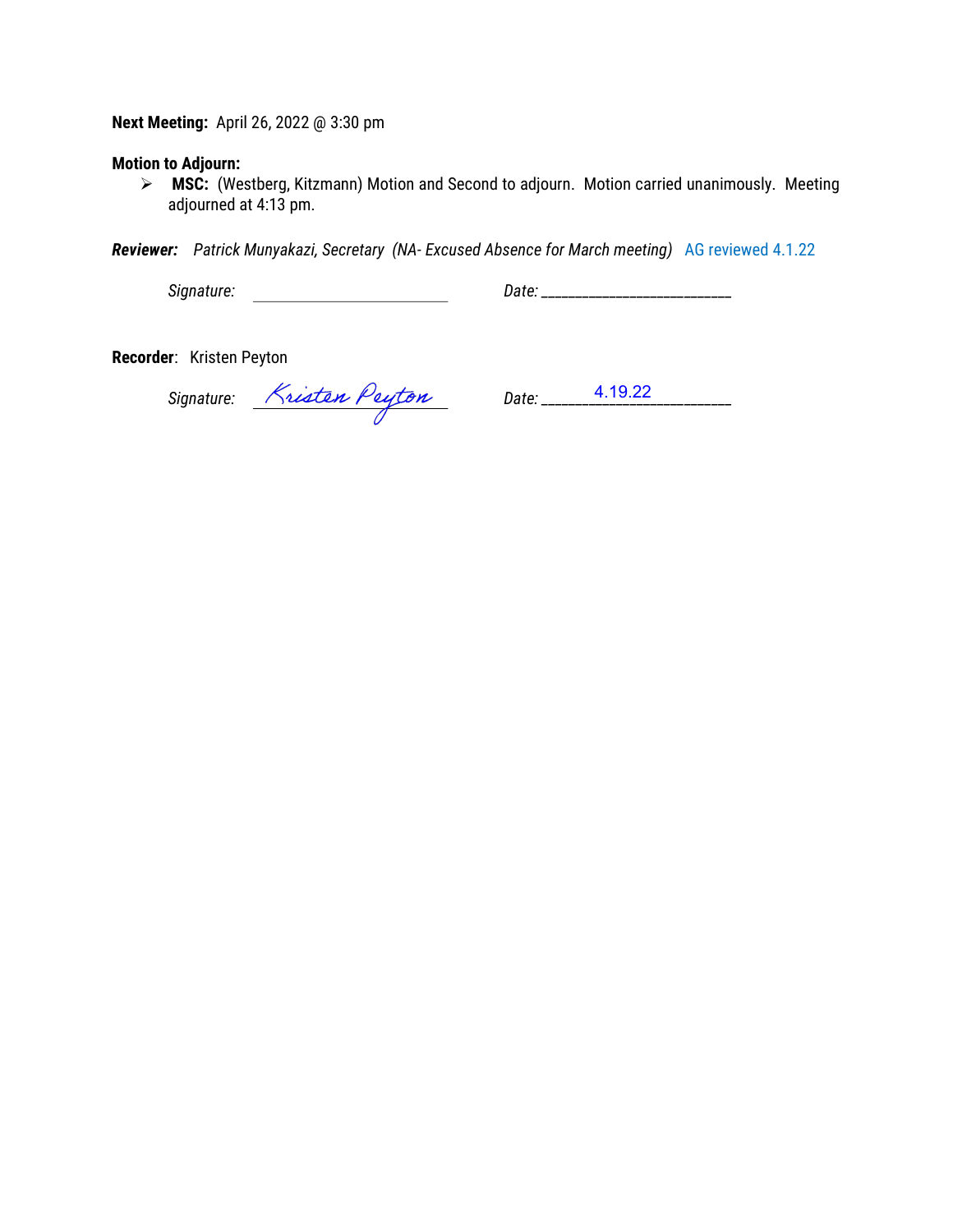**Next Meeting:** April 26, 2022 @ 3:30 pm

**Motion to Adjourn:**

- **MSC:** (Westberg, Kitzmann) Motion and Second to adjourn. Motion carried unanimously. Meeting adjourned at 4:13 pm.

***Reviewer:*** *Patrick Munyakazi, Secretary (NA- Excused Absence for March meeting)* AG reviewed 4.1.22

*Signature:* ______________________ *Date:* ______________________

**Recorder**: Kristen Peyton

*Signature:* Kristen Peyton *Date:* 4.19.22